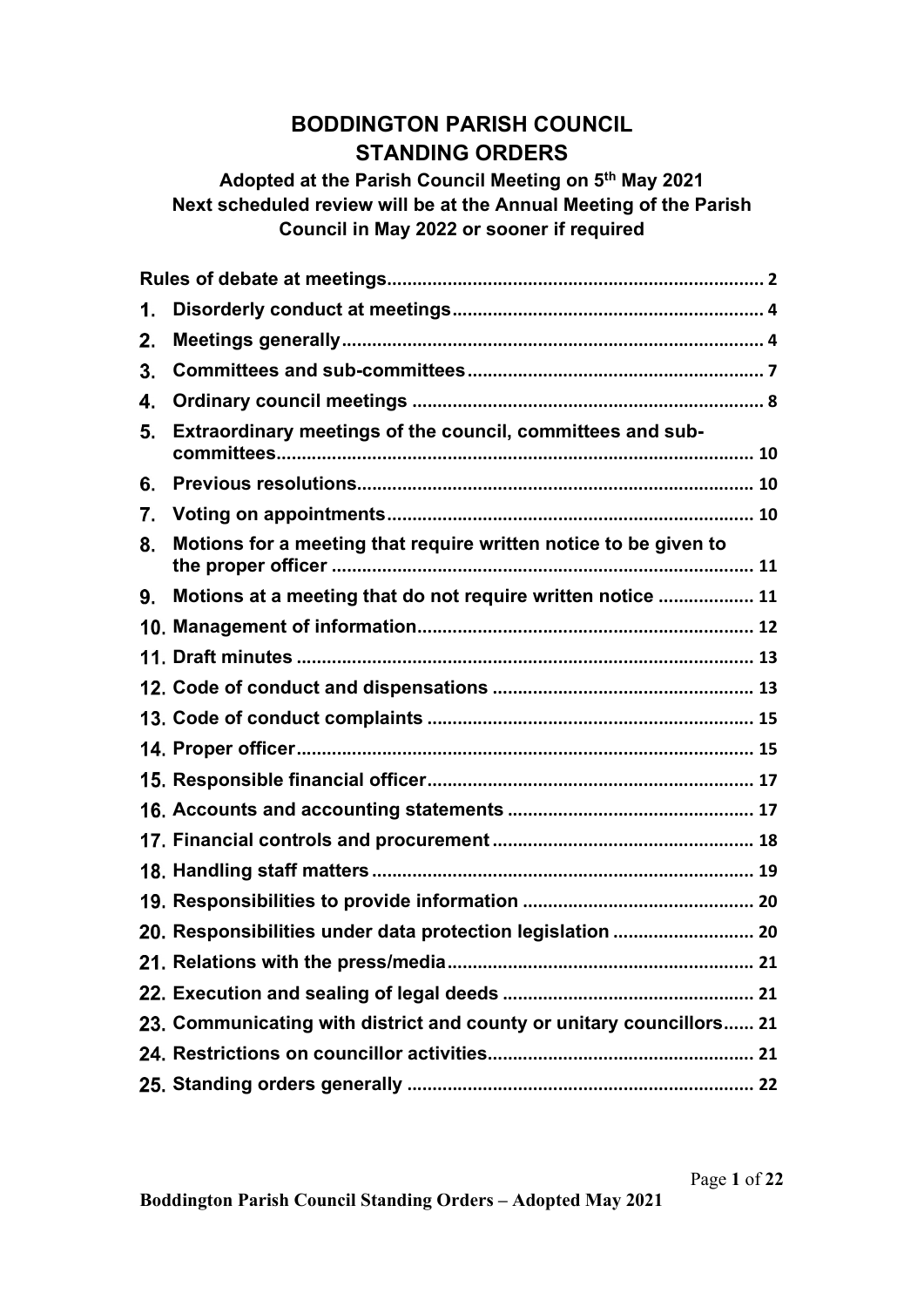# BODDINGTON PARISH COUNCIL
# STANDING ORDERS

### Adopted at the Parish Council Meeting on 5th May 2021
### Next scheduled review will be at the Annual Meeting of the Parish Council in May 2022 or sooner if required

| | |
|---|---|
| **Rules of debate at meetings** | 2 |
| **1. Disorderly conduct at meetings** | 4 |
| **2. Meetings generally** | 4 |
| **3. Committees and sub-committees** | 7 |
| **4. Ordinary council meetings** | 8 |
| **5. Extraordinary meetings of the council, committees and sub-committees** | 10 |
| **6. Previous resolutions** | 10 |
| **7. Voting on appointments** | 10 |
| **8. Motions for a meeting that require written notice to be given to the proper officer** | 11 |
| **9. Motions at a meeting that do not require written notice** | 11 |
| **10. Management of information** | 12 |
| **11. Draft minutes** | 13 |
| **12. Code of conduct and dispensations** | 13 |
| **13. Code of conduct complaints** | 15 |
| **14. Proper officer** | 15 |
| **15. Responsible financial officer** | 17 |
| **16. Accounts and accounting statements** | 17 |
| **17. Financial controls and procurement** | 18 |
| **18. Handling staff matters** | 19 |
| **19. Responsibilities to provide information** | 20 |
| **20. Responsibilities under data protection legislation** | 20 |
| **21. Relations with the press/media** | 21 |
| **22. Execution and sealing of legal deeds** | 21 |
| **23. Communicating with district and county or unitary councillors** | 21 |
| **24. Restrictions on councillor activities** | 21 |
| **25. Standing orders generally** | 22 |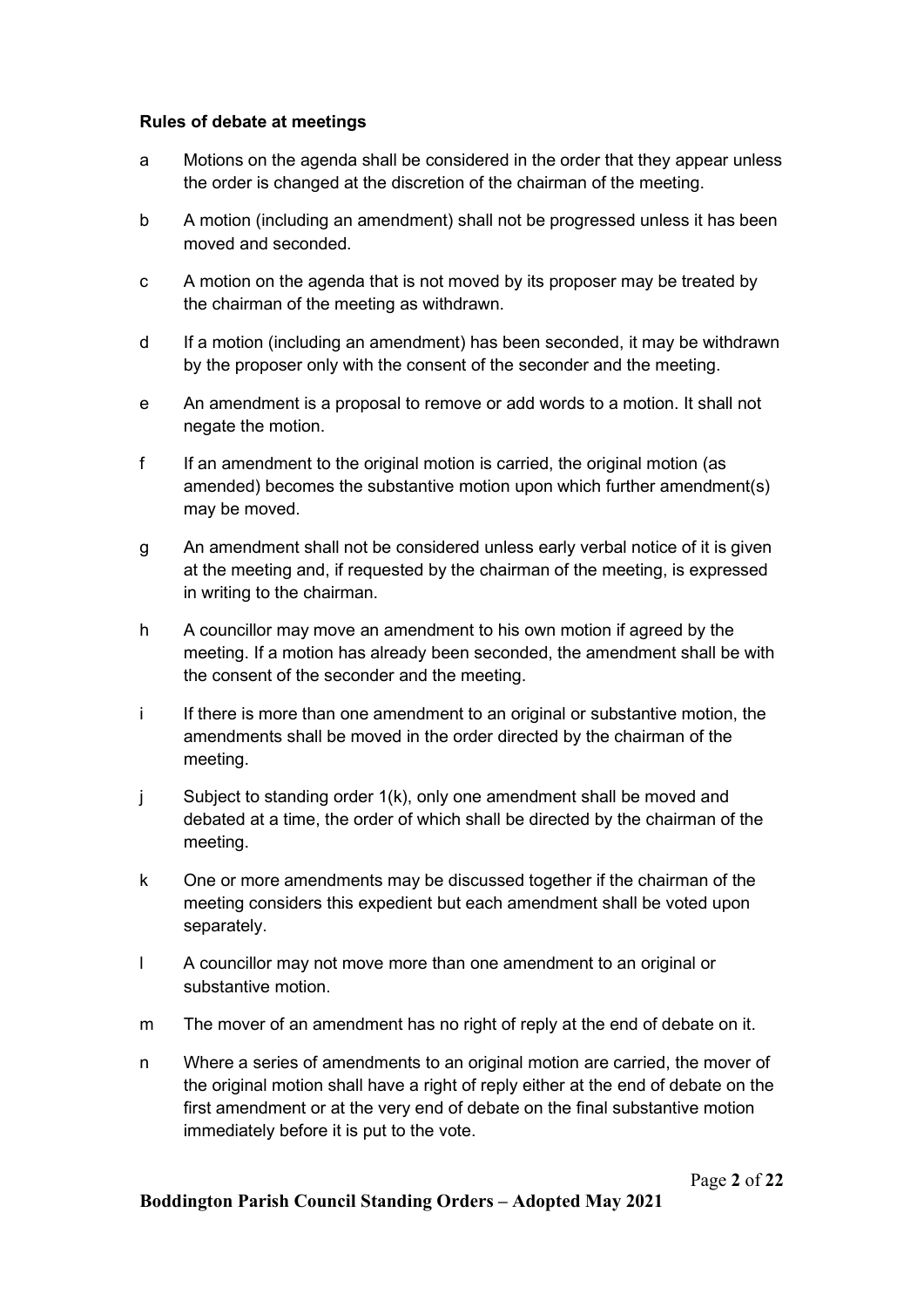**Rules of debate at meetings**

a Motions on the agenda shall be considered in the order that they appear unless the order is changed at the discretion of the chairman of the meeting.

b A motion (including an amendment) shall not be progressed unless it has been moved and seconded.

c A motion on the agenda that is not moved by its proposer may be treated by the chairman of the meeting as withdrawn.

d If a motion (including an amendment) has been seconded, it may be withdrawn by the proposer only with the consent of the seconder and the meeting.

e An amendment is a proposal to remove or add words to a motion. It shall not negate the motion.

f If an amendment to the original motion is carried, the original motion (as amended) becomes the substantive motion upon which further amendment(s) may be moved.

g An amendment shall not be considered unless early verbal notice of it is given at the meeting and, if requested by the chairman of the meeting, is expressed in writing to the chairman.

h A councillor may move an amendment to his own motion if agreed by the meeting. If a motion has already been seconded, the amendment shall be with the consent of the seconder and the meeting.

i If there is more than one amendment to an original or substantive motion, the amendments shall be moved in the order directed by the chairman of the meeting.

j Subject to standing order 1(k), only one amendment shall be moved and debated at a time, the order of which shall be directed by the chairman of the meeting.

k One or more amendments may be discussed together if the chairman of the meeting considers this expedient but each amendment shall be voted upon separately.

l A councillor may not move more than one amendment to an original or substantive motion.

m The mover of an amendment has no right of reply at the end of debate on it.

n Where a series of amendments to an original motion are carried, the mover of the original motion shall have a right of reply either at the end of debate on the first amendment or at the very end of debate on the final substantive motion immediately before it is put to the vote.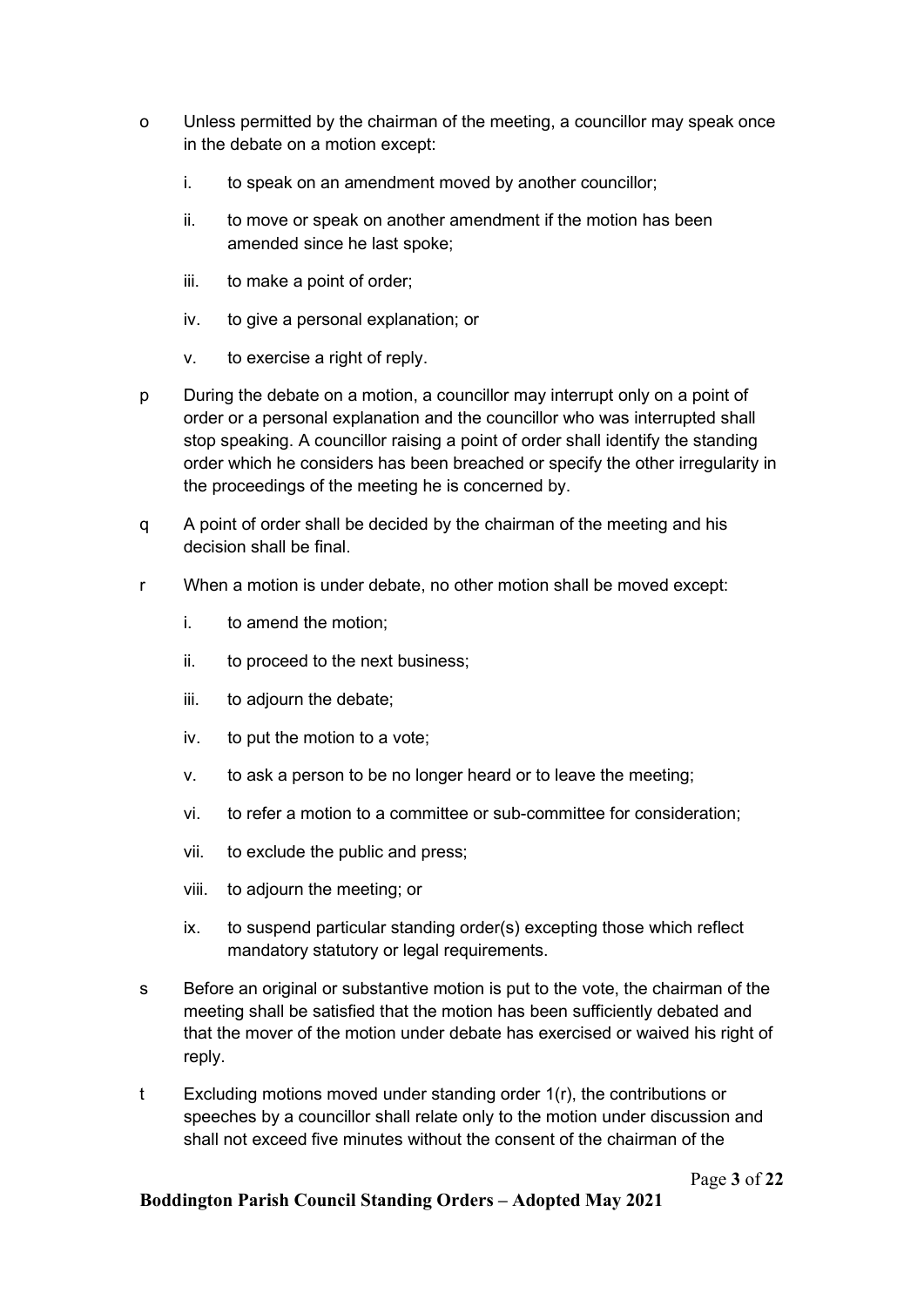o Unless permitted by the chairman of the meeting, a councillor may speak once in the debate on a motion except:

   i. to speak on an amendment moved by another councillor;

   ii. to move or speak on another amendment if the motion has been amended since he last spoke;

   iii. to make a point of order;

   iv. to give a personal explanation; or

   v. to exercise a right of reply.

p During the debate on a motion, a councillor may interrupt only on a point of order or a personal explanation and the councillor who was interrupted shall stop speaking. A councillor raising a point of order shall identify the standing order which he considers has been breached or specify the other irregularity in the proceedings of the meeting he is concerned by.

q A point of order shall be decided by the chairman of the meeting and his decision shall be final.

r When a motion is under debate, no other motion shall be moved except:

   i. to amend the motion;

   ii. to proceed to the next business;

   iii. to adjourn the debate;

   iv. to put the motion to a vote;

   v. to ask a person to be no longer heard or to leave the meeting;

   vi. to refer a motion to a committee or sub-committee for consideration;

   vii. to exclude the public and press;

   viii. to adjourn the meeting; or

   ix. to suspend particular standing order(s) excepting those which reflect mandatory statutory or legal requirements.

s Before an original or substantive motion is put to the vote, the chairman of the meeting shall be satisfied that the motion has been sufficiently debated and that the mover of the motion under debate has exercised or waived his right of reply.

t Excluding motions moved under standing order 1(r), the contributions or speeches by a councillor shall relate only to the motion under discussion and shall not exceed five minutes without the consent of the chairman of the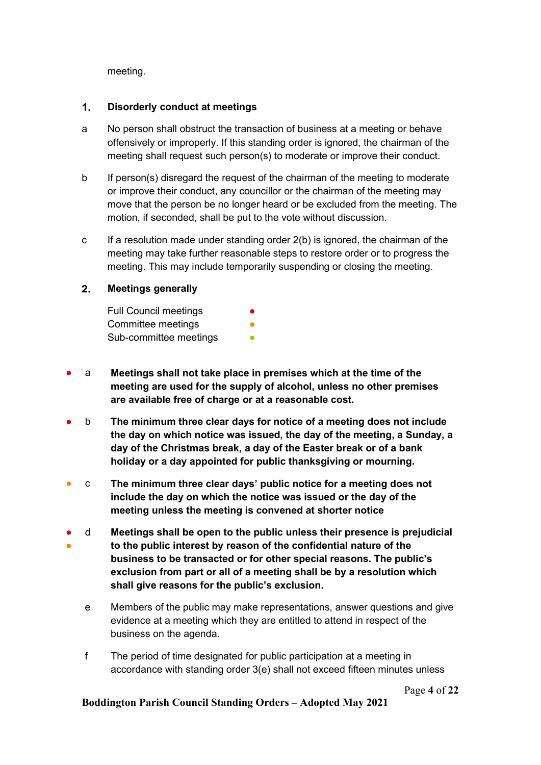meeting.

## 1. Disorderly conduct at meetings

a No person shall obstruct the transaction of business at a meeting or behave offensively or improperly. If this standing order is ignored, the chairman of the meeting shall request such person(s) to moderate or improve their conduct.

b If person(s) disregard the request of the chairman of the meeting to moderate or improve their conduct, any councillor or the chairman of the meeting may move that the person be no longer heard or be excluded from the meeting. The motion, if seconded, shall be put to the vote without discussion.

c If a resolution made under standing order 2(b) is ignored, the chairman of the meeting may take further reasonable steps to restore order or to progress the meeting. This may include temporarily suspending or closing the meeting.

## 2. Meetings generally

Full Council meetings ●
Committee meetings ●
Sub-committee meetings ●

● a **Meetings shall not take place in premises which at the time of the meeting are used for the supply of alcohol, unless no other premises are available free of charge or at a reasonable cost.**

● b **The minimum three clear days for notice of a meeting does not include the day on which notice was issued, the day of the meeting, a Sunday, a day of the Christmas break, a day of the Easter break or of a bank holiday or a day appointed for public thanksgiving or mourning.**

● c **The minimum three clear days' public notice for a meeting does not include the day on which the notice was issued or the day of the meeting unless the meeting is convened at shorter notice**

● ● d **Meetings shall be open to the public unless their presence is prejudicial to the public interest by reason of the confidential nature of the business to be transacted or for other special reasons. The public's exclusion from part or all of a meeting shall be by a resolution which shall give reasons for the public's exclusion.**

e Members of the public may make representations, answer questions and give evidence at a meeting which they are entitled to attend in respect of the business on the agenda.

f The period of time designated for public participation at a meeting in accordance with standing order 3(e) shall not exceed fifteen minutes unless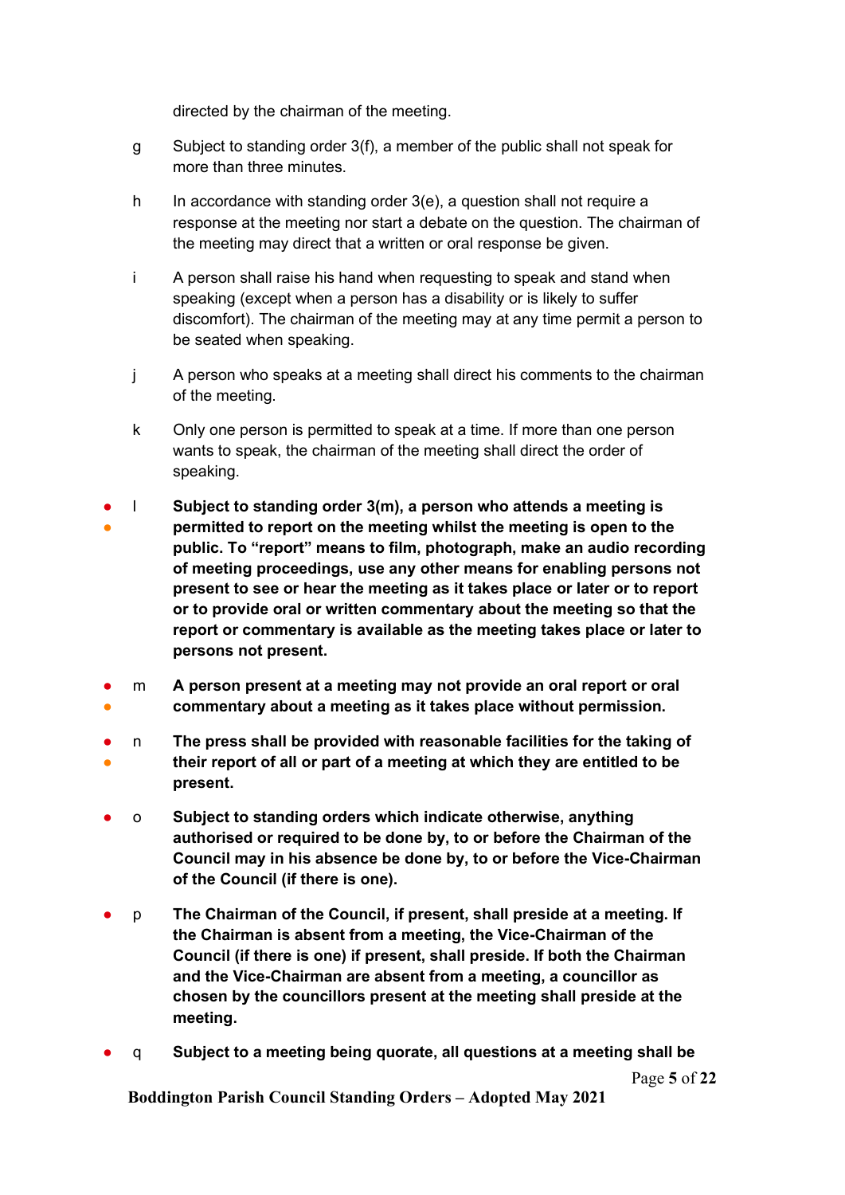directed by the chairman of the meeting.

g Subject to standing order 3(f), a member of the public shall not speak for more than three minutes.

h In accordance with standing order 3(e), a question shall not require a response at the meeting nor start a debate on the question. The chairman of the meeting may direct that a written or oral response be given.

i A person shall raise his hand when requesting to speak and stand when speaking (except when a person has a disability or is likely to suffer discomfort). The chairman of the meeting may at any time permit a person to be seated when speaking.

j A person who speaks at a meeting shall direct his comments to the chairman of the meeting.

k Only one person is permitted to speak at a time. If more than one person wants to speak, the chairman of the meeting shall direct the order of speaking.

- ● l **Subject to standing order 3(m), a person who attends a meeting is permitted to report on the meeting whilst the meeting is open to the public. To "report" means to film, photograph, make an audio recording of meeting proceedings, use any other means for enabling persons not present to see or hear the meeting as it takes place or later or to report or to provide oral or written commentary about the meeting so that the report or commentary is available as the meeting takes place or later to persons not present.**

- ● m **A person present at a meeting may not provide an oral report or oral commentary about a meeting as it takes place without permission.**

- ● n **The press shall be provided with reasonable facilities for the taking of their report of all or part of a meeting at which they are entitled to be present.**

- o **Subject to standing orders which indicate otherwise, anything authorised or required to be done by, to or before the Chairman of the Council may in his absence be done by, to or before the Vice-Chairman of the Council (if there is one).**

- p **The Chairman of the Council, if present, shall preside at a meeting. If the Chairman is absent from a meeting, the Vice-Chairman of the Council (if there is one) if present, shall preside. If both the Chairman and the Vice-Chairman are absent from a meeting, a councillor as chosen by the councillors present at the meeting shall preside at the meeting.**

- q **Subject to a meeting being quorate, all questions at a meeting shall be**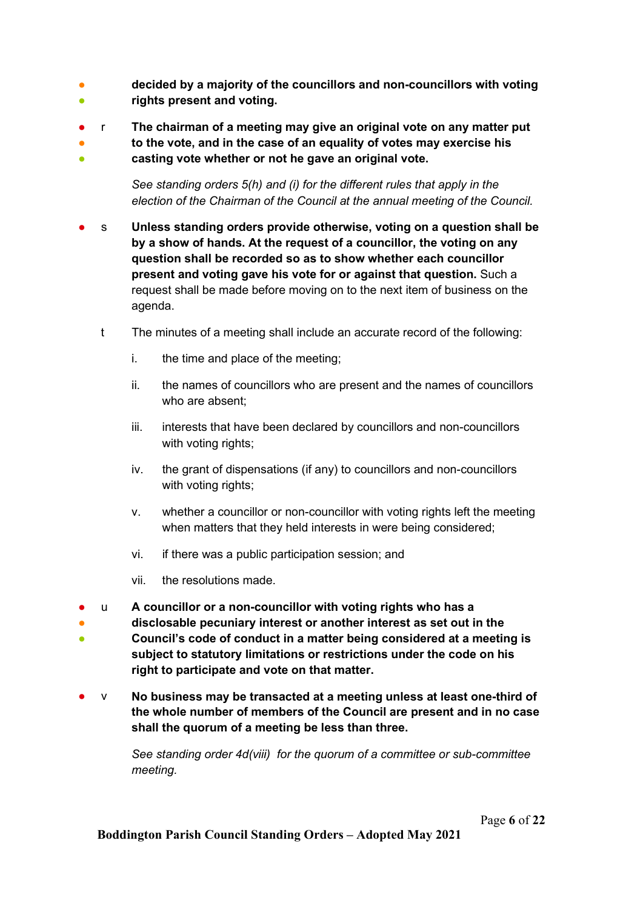**decided by a majority of the councillors and non-councillors with voting rights present and voting.**

r **The chairman of a meeting may give an original vote on any matter put to the vote, and in the case of an equality of votes may exercise his casting vote whether or not he gave an original vote.**

*See standing orders 5(h) and (i) for the different rules that apply in the election of the Chairman of the Council at the annual meeting of the Council.*

s **Unless standing orders provide otherwise, voting on a question shall be by a show of hands. At the request of a councillor, the voting on any question shall be recorded so as to show whether each councillor present and voting gave his vote for or against that question.** Such a request shall be made before moving on to the next item of business on the agenda.

t The minutes of a meeting shall include an accurate record of the following:

i. the time and place of the meeting;

ii. the names of councillors who are present and the names of councillors who are absent;

iii. interests that have been declared by councillors and non-councillors with voting rights;

iv. the grant of dispensations (if any) to councillors and non-councillors with voting rights;

v. whether a councillor or non-councillor with voting rights left the meeting when matters that they held interests in were being considered;

vi. if there was a public participation session; and

vii. the resolutions made.

u **A councillor or a non-councillor with voting rights who has a disclosable pecuniary interest or another interest as set out in the Council's code of conduct in a matter being considered at a meeting is subject to statutory limitations or restrictions under the code on his right to participate and vote on that matter.**

v **No business may be transacted at a meeting unless at least one-third of the whole number of members of the Council are present and in no case shall the quorum of a meeting be less than three.**

*See standing order 4d(viii) for the quorum of a committee or sub-committee meeting.*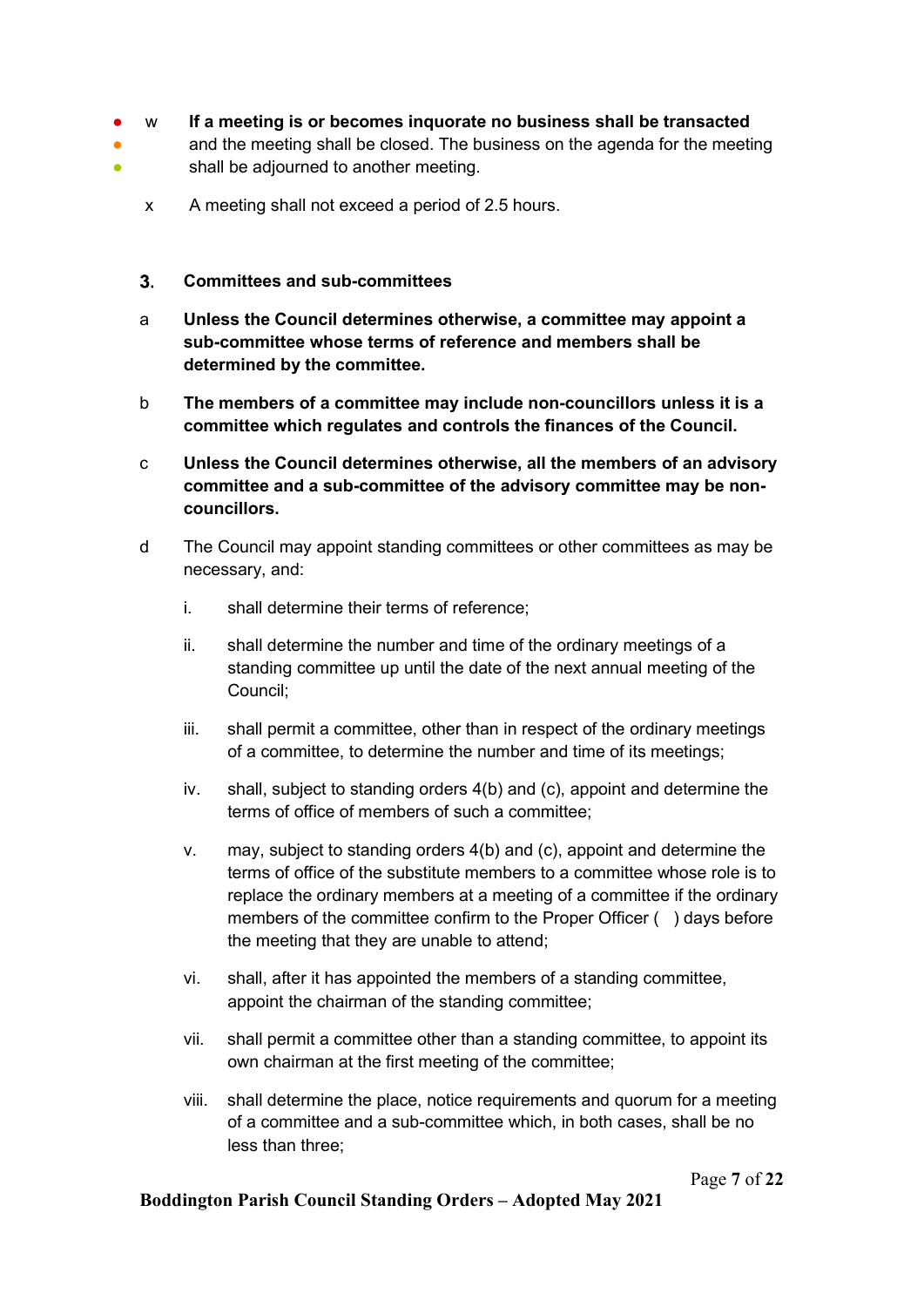w **If a meeting is or becomes inquorate no business shall be transacted** and the meeting shall be closed. The business on the agenda for the meeting shall be adjourned to another meeting.

x A meeting shall not exceed a period of 2.5 hours.

## 3. Committees and sub-committees

a **Unless the Council determines otherwise, a committee may appoint a sub-committee whose terms of reference and members shall be determined by the committee.**

b **The members of a committee may include non-councillors unless it is a committee which regulates and controls the finances of the Council.**

c **Unless the Council determines otherwise, all the members of an advisory committee and a sub-committee of the advisory committee may be non-councillors.**

d The Council may appoint standing committees or other committees as may be necessary, and:

i. shall determine their terms of reference;

ii. shall determine the number and time of the ordinary meetings of a standing committee up until the date of the next annual meeting of the Council;

iii. shall permit a committee, other than in respect of the ordinary meetings of a committee, to determine the number and time of its meetings;

iv. shall, subject to standing orders 4(b) and (c), appoint and determine the terms of office of members of such a committee;

v. may, subject to standing orders 4(b) and (c), appoint and determine the terms of office of the substitute members to a committee whose role is to replace the ordinary members at a meeting of a committee if the ordinary members of the committee confirm to the Proper Officer (   ) days before the meeting that they are unable to attend;

vi. shall, after it has appointed the members of a standing committee, appoint the chairman of the standing committee;

vii. shall permit a committee other than a standing committee, to appoint its own chairman at the first meeting of the committee;

viii. shall determine the place, notice requirements and quorum for a meeting of a committee and a sub-committee which, in both cases, shall be no less than three;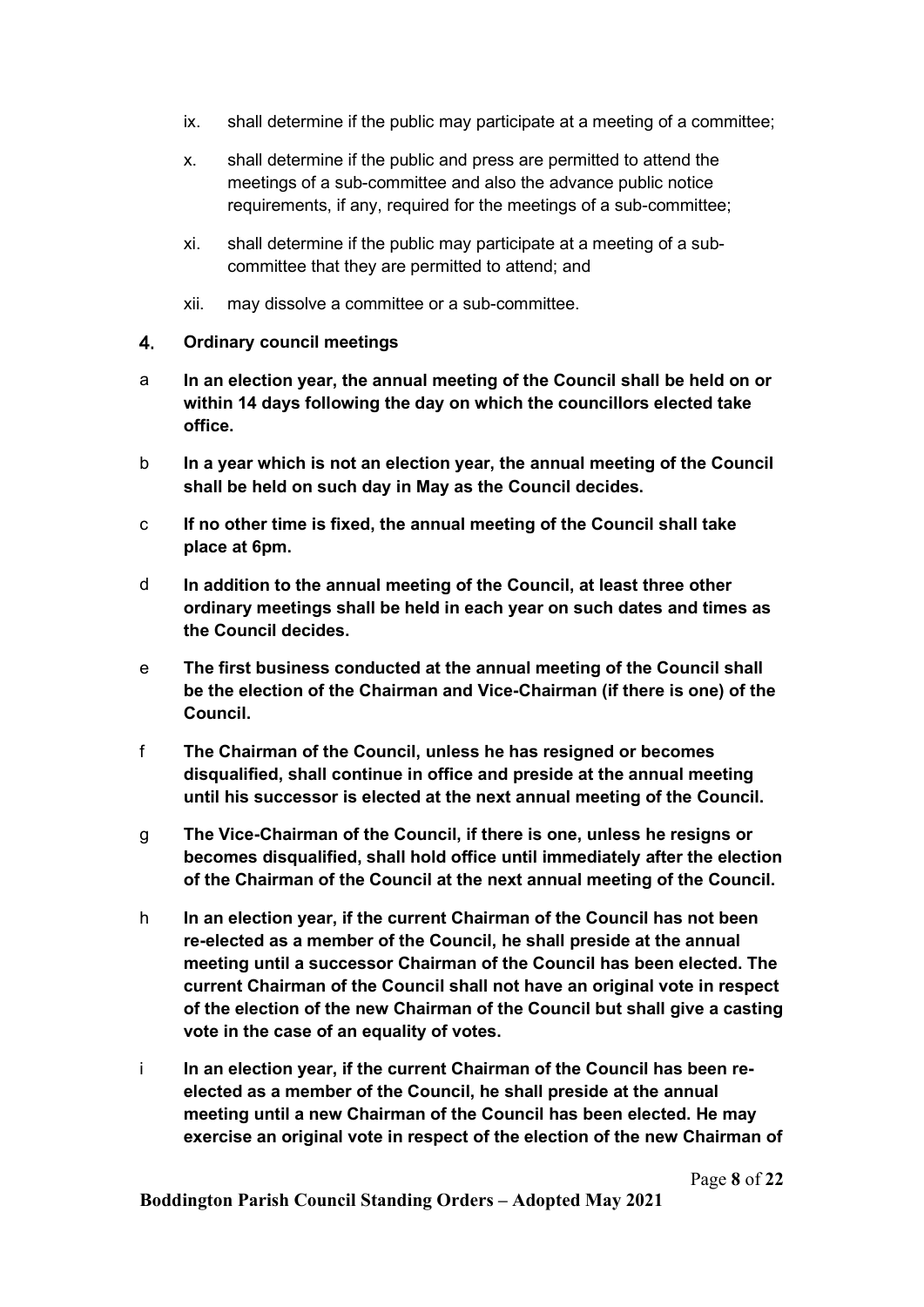ix. shall determine if the public may participate at a meeting of a committee;

x. shall determine if the public and press are permitted to attend the meetings of a sub-committee and also the advance public notice requirements, if any, required for the meetings of a sub-committee;

xi. shall determine if the public may participate at a meeting of a sub-committee that they are permitted to attend; and

xii. may dissolve a committee or a sub-committee.

## 4. Ordinary council meetings

a **In an election year, the annual meeting of the Council shall be held on or within 14 days following the day on which the councillors elected take office.**

b **In a year which is not an election year, the annual meeting of the Council shall be held on such day in May as the Council decides.**

c **If no other time is fixed, the annual meeting of the Council shall take place at 6pm.**

d **In addition to the annual meeting of the Council, at least three other ordinary meetings shall be held in each year on such dates and times as the Council decides.**

e **The first business conducted at the annual meeting of the Council shall be the election of the Chairman and Vice-Chairman (if there is one) of the Council.**

f **The Chairman of the Council, unless he has resigned or becomes disqualified, shall continue in office and preside at the annual meeting until his successor is elected at the next annual meeting of the Council.**

g **The Vice-Chairman of the Council, if there is one, unless he resigns or becomes disqualified, shall hold office until immediately after the election of the Chairman of the Council at the next annual meeting of the Council.**

h **In an election year, if the current Chairman of the Council has not been re-elected as a member of the Council, he shall preside at the annual meeting until a successor Chairman of the Council has been elected. The current Chairman of the Council shall not have an original vote in respect of the election of the new Chairman of the Council but shall give a casting vote in the case of an equality of votes.**

i **In an election year, if the current Chairman of the Council has been re-elected as a member of the Council, he shall preside at the annual meeting until a new Chairman of the Council has been elected. He may exercise an original vote in respect of the election of the new Chairman of**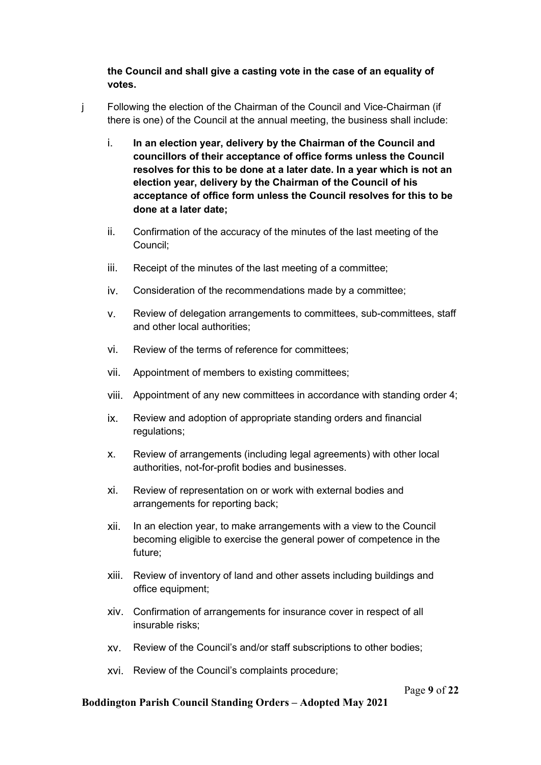**the Council and shall give a casting vote in the case of an equality of votes.**

j Following the election of the Chairman of the Council and Vice-Chairman (if there is one) of the Council at the annual meeting, the business shall include:

i. **In an election year, delivery by the Chairman of the Council and councillors of their acceptance of office forms unless the Council resolves for this to be done at a later date. In a year which is not an election year, delivery by the Chairman of the Council of his acceptance of office form unless the Council resolves for this to be done at a later date;**

ii. Confirmation of the accuracy of the minutes of the last meeting of the Council;

iii. Receipt of the minutes of the last meeting of a committee;

iv. Consideration of the recommendations made by a committee;

v. Review of delegation arrangements to committees, sub-committees, staff and other local authorities;

vi. Review of the terms of reference for committees;

vii. Appointment of members to existing committees;

viii. Appointment of any new committees in accordance with standing order 4;

ix. Review and adoption of appropriate standing orders and financial regulations;

x. Review of arrangements (including legal agreements) with other local authorities, not-for-profit bodies and businesses.

xi. Review of representation on or work with external bodies and arrangements for reporting back;

xii. In an election year, to make arrangements with a view to the Council becoming eligible to exercise the general power of competence in the future;

xiii. Review of inventory of land and other assets including buildings and office equipment;

xiv. Confirmation of arrangements for insurance cover in respect of all insurable risks;

xv. Review of the Council's and/or staff subscriptions to other bodies;

xvi. Review of the Council's complaints procedure;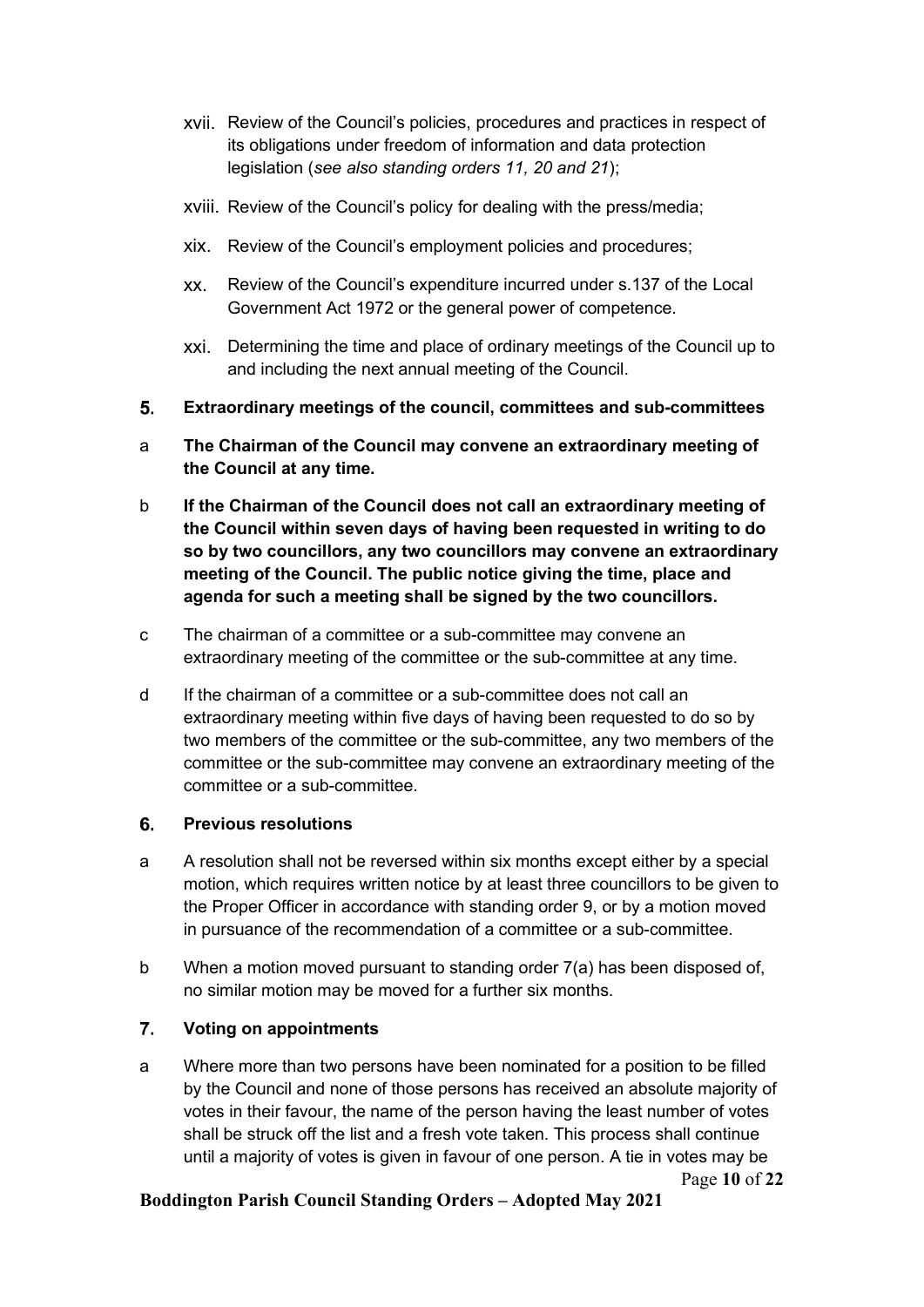xvii. Review of the Council's policies, procedures and practices in respect of its obligations under freedom of information and data protection legislation (*see also standing orders 11, 20 and 21*);

xviii. Review of the Council's policy for dealing with the press/media;

xix. Review of the Council's employment policies and procedures;

xx. Review of the Council's expenditure incurred under s.137 of the Local Government Act 1972 or the general power of competence.

xxi. Determining the time and place of ordinary meetings of the Council up to and including the next annual meeting of the Council.

## 5. Extraordinary meetings of the council, committees and sub-committees

a **The Chairman of the Council may convene an extraordinary meeting of the Council at any time.**

b **If the Chairman of the Council does not call an extraordinary meeting of the Council within seven days of having been requested in writing to do so by two councillors, any two councillors may convene an extraordinary meeting of the Council. The public notice giving the time, place and agenda for such a meeting shall be signed by the two councillors.**

c The chairman of a committee or a sub-committee may convene an extraordinary meeting of the committee or the sub-committee at any time.

d If the chairman of a committee or a sub-committee does not call an extraordinary meeting within five days of having been requested to do so by two members of the committee or the sub-committee, any two members of the committee or the sub-committee may convene an extraordinary meeting of the committee or a sub-committee.

## 6. Previous resolutions

a A resolution shall not be reversed within six months except either by a special motion, which requires written notice by at least three councillors to be given to the Proper Officer in accordance with standing order 9, or by a motion moved in pursuance of the recommendation of a committee or a sub-committee.

b When a motion moved pursuant to standing order 7(a) has been disposed of, no similar motion may be moved for a further six months.

## 7. Voting on appointments

a Where more than two persons have been nominated for a position to be filled by the Council and none of those persons has received an absolute majority of votes in their favour, the name of the person having the least number of votes shall be struck off the list and a fresh vote taken. This process shall continue until a majority of votes is given in favour of one person. A tie in votes may be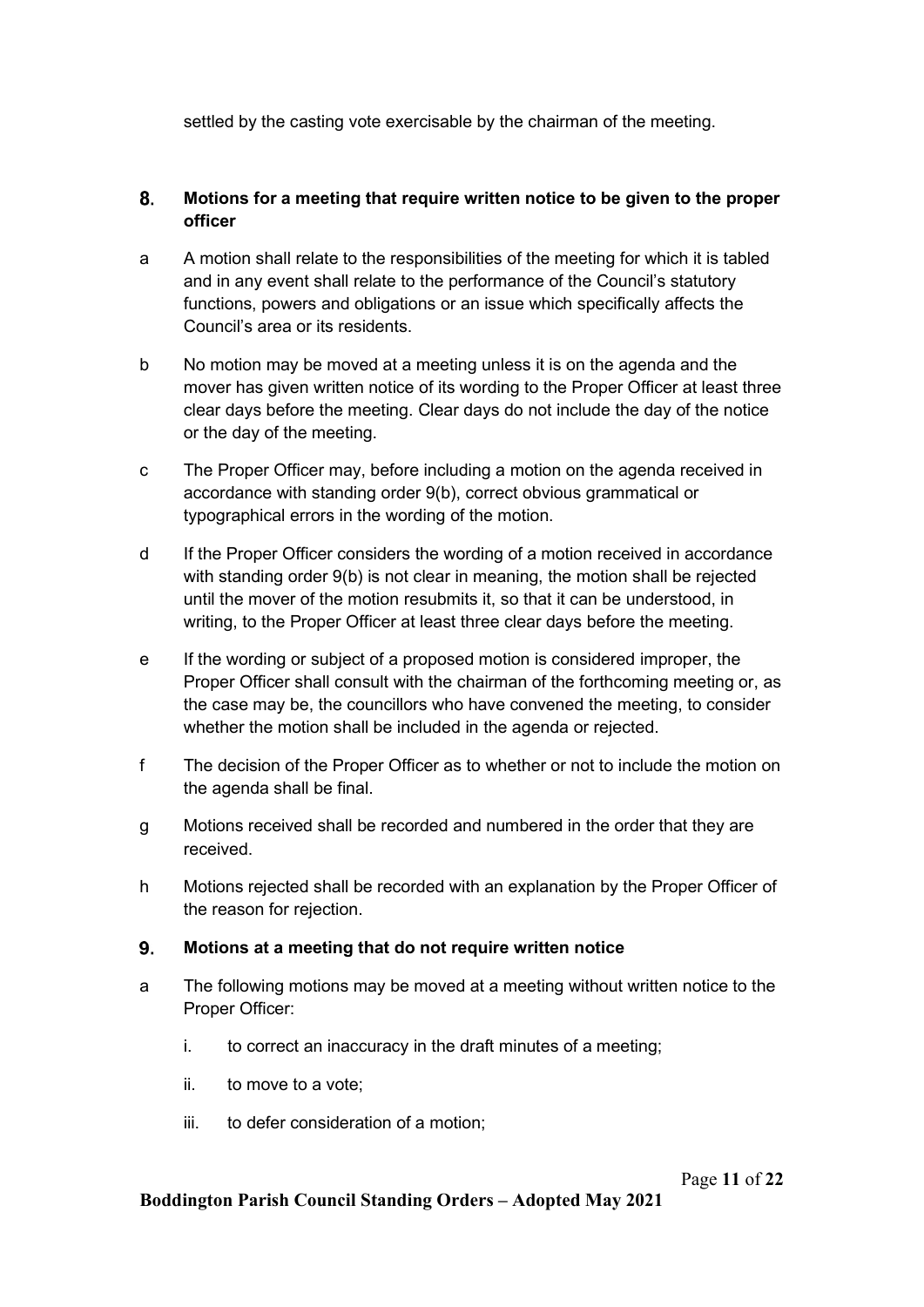settled by the casting vote exercisable by the chairman of the meeting.

## 8. Motions for a meeting that require written notice to be given to the proper officer

a A motion shall relate to the responsibilities of the meeting for which it is tabled and in any event shall relate to the performance of the Council's statutory functions, powers and obligations or an issue which specifically affects the Council's area or its residents.

b No motion may be moved at a meeting unless it is on the agenda and the mover has given written notice of its wording to the Proper Officer at least three clear days before the meeting. Clear days do not include the day of the notice or the day of the meeting.

c The Proper Officer may, before including a motion on the agenda received in accordance with standing order 9(b), correct obvious grammatical or typographical errors in the wording of the motion.

d If the Proper Officer considers the wording of a motion received in accordance with standing order 9(b) is not clear in meaning, the motion shall be rejected until the mover of the motion resubmits it, so that it can be understood, in writing, to the Proper Officer at least three clear days before the meeting.

e If the wording or subject of a proposed motion is considered improper, the Proper Officer shall consult with the chairman of the forthcoming meeting or, as the case may be, the councillors who have convened the meeting, to consider whether the motion shall be included in the agenda or rejected.

f The decision of the Proper Officer as to whether or not to include the motion on the agenda shall be final.

g Motions received shall be recorded and numbered in the order that they are received.

h Motions rejected shall be recorded with an explanation by the Proper Officer of the reason for rejection.

## 9. Motions at a meeting that do not require written notice

a The following motions may be moved at a meeting without written notice to the Proper Officer:

  i. to correct an inaccuracy in the draft minutes of a meeting;

  ii. to move to a vote;

  iii. to defer consideration of a motion;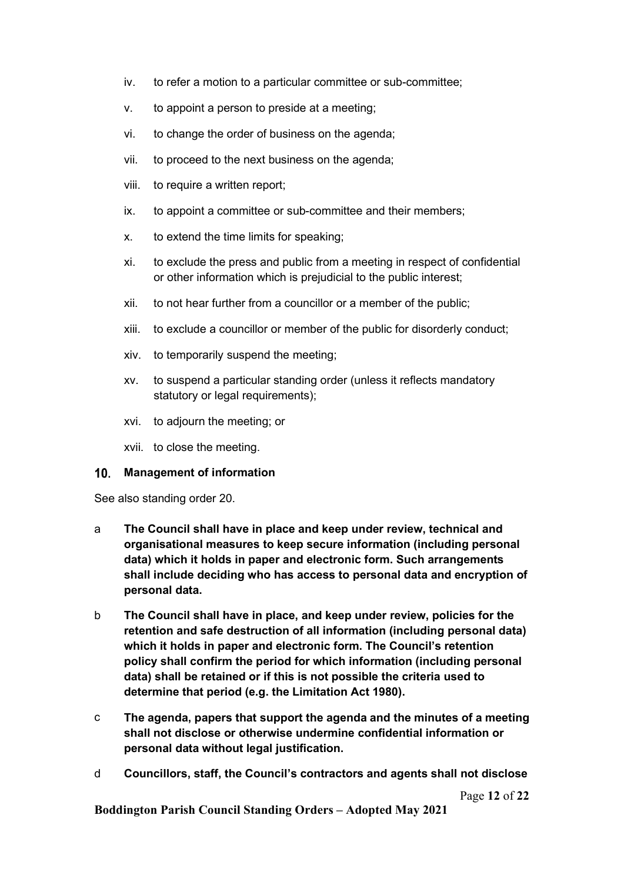iv. to refer a motion to a particular committee or sub-committee;

v. to appoint a person to preside at a meeting;

vi. to change the order of business on the agenda;

vii. to proceed to the next business on the agenda;

viii. to require a written report;

ix. to appoint a committee or sub-committee and their members;

x. to extend the time limits for speaking;

xi. to exclude the press and public from a meeting in respect of confidential or other information which is prejudicial to the public interest;

xii. to not hear further from a councillor or a member of the public;

xiii. to exclude a councillor or member of the public for disorderly conduct;

xiv. to temporarily suspend the meeting;

xv. to suspend a particular standing order (unless it reflects mandatory statutory or legal requirements);

xvi. to adjourn the meeting; or

xvii. to close the meeting.

## 10. Management of information

See also standing order 20.

a **The Council shall have in place and keep under review, technical and organisational measures to keep secure information (including personal data) which it holds in paper and electronic form. Such arrangements shall include deciding who has access to personal data and encryption of personal data.**

b **The Council shall have in place, and keep under review, policies for the retention and safe destruction of all information (including personal data) which it holds in paper and electronic form. The Council's retention policy shall confirm the period for which information (including personal data) shall be retained or if this is not possible the criteria used to determine that period (e.g. the Limitation Act 1980).**

c **The agenda, papers that support the agenda and the minutes of a meeting shall not disclose or otherwise undermine confidential information or personal data without legal justification.**

d **Councillors, staff, the Council's contractors and agents shall not disclose**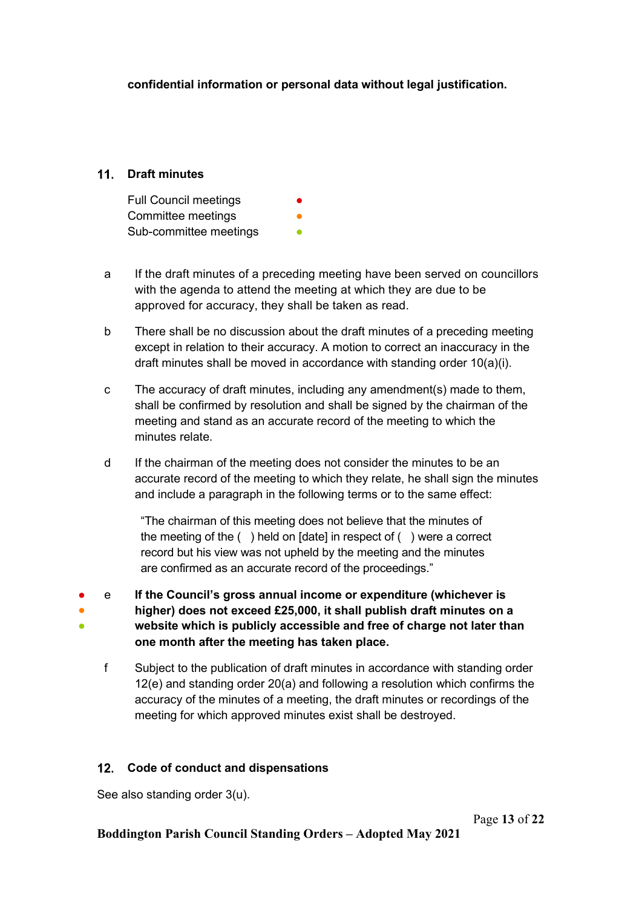**confidential information or personal data without legal justification.**

## 11. Draft minutes

Full Council meetings ●
Committee meetings ●
Sub-committee meetings ●

a If the draft minutes of a preceding meeting have been served on councillors with the agenda to attend the meeting at which they are due to be approved for accuracy, they shall be taken as read.

b There shall be no discussion about the draft minutes of a preceding meeting except in relation to their accuracy. A motion to correct an inaccuracy in the draft minutes shall be moved in accordance with standing order 10(a)(i).

c The accuracy of draft minutes, including any amendment(s) made to them, shall be confirmed by resolution and shall be signed by the chairman of the meeting and stand as an accurate record of the meeting to which the minutes relate.

d If the chairman of the meeting does not consider the minutes to be an accurate record of the meeting to which they relate, he shall sign the minutes and include a paragraph in the following terms or to the same effect:

> "The chairman of this meeting does not believe that the minutes of the meeting of the ( ) held on [date] in respect of ( ) were a correct record but his view was not upheld by the meeting and the minutes are confirmed as an accurate record of the proceedings."

●●● e **If the Council's gross annual income or expenditure (whichever is higher) does not exceed £25,000, it shall publish draft minutes on a website which is publicly accessible and free of charge not later than one month after the meeting has taken place.**

f Subject to the publication of draft minutes in accordance with standing order 12(e) and standing order 20(a) and following a resolution which confirms the accuracy of the minutes of a meeting, the draft minutes or recordings of the meeting for which approved minutes exist shall be destroyed.

## 12. Code of conduct and dispensations

See also standing order 3(u).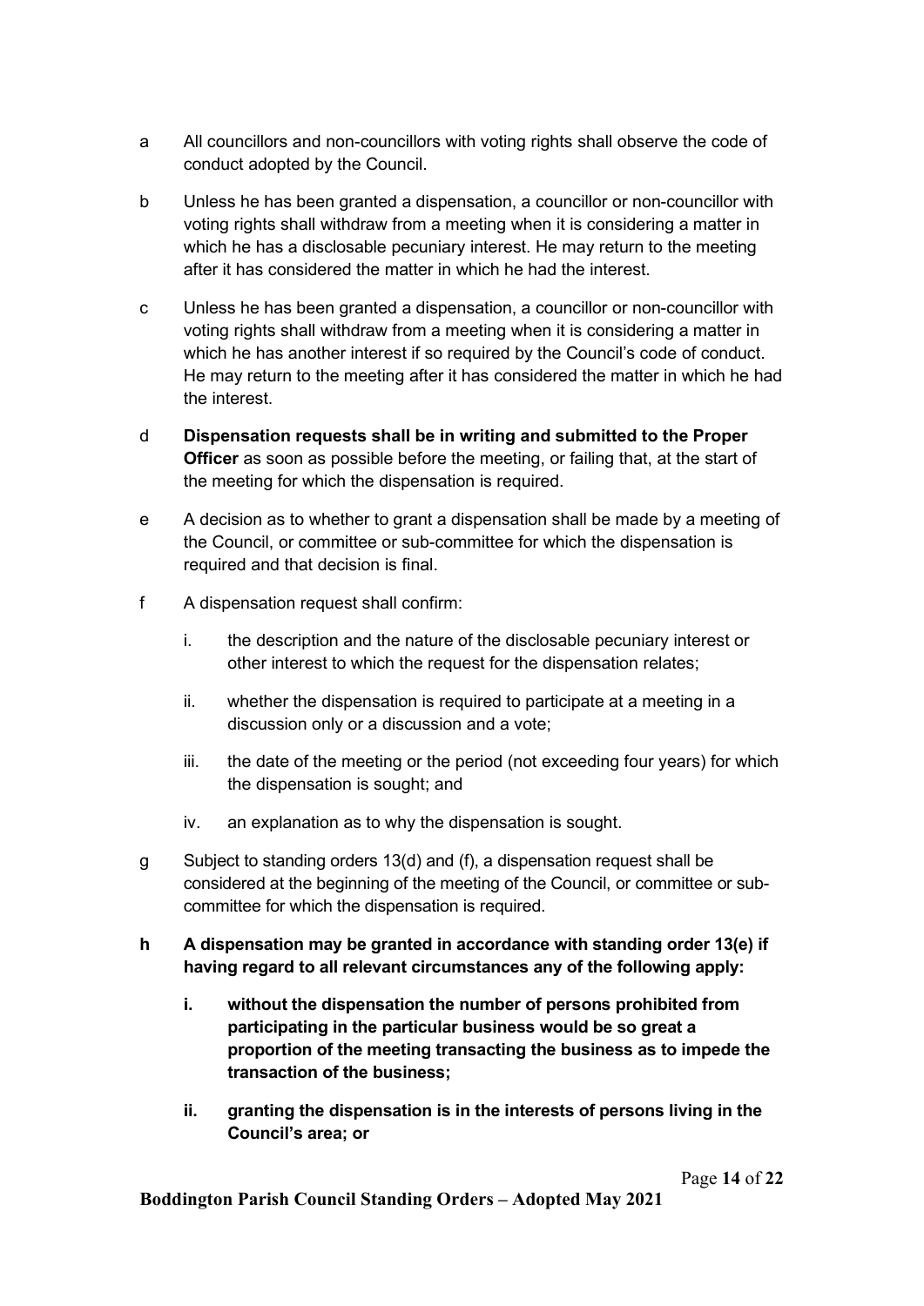a All councillors and non-councillors with voting rights shall observe the code of conduct adopted by the Council.

b Unless he has been granted a dispensation, a councillor or non-councillor with voting rights shall withdraw from a meeting when it is considering a matter in which he has a disclosable pecuniary interest. He may return to the meeting after it has considered the matter in which he had the interest.

c Unless he has been granted a dispensation, a councillor or non-councillor with voting rights shall withdraw from a meeting when it is considering a matter in which he has another interest if so required by the Council's code of conduct. He may return to the meeting after it has considered the matter in which he had the interest.

d **Dispensation requests shall be in writing and submitted to the Proper Officer** as soon as possible before the meeting, or failing that, at the start of the meeting for which the dispensation is required.

e A decision as to whether to grant a dispensation shall be made by a meeting of the Council, or committee or sub-committee for which the dispensation is required and that decision is final.

f A dispensation request shall confirm:

   i. the description and the nature of the disclosable pecuniary interest or other interest to which the request for the dispensation relates;

   ii. whether the dispensation is required to participate at a meeting in a discussion only or a discussion and a vote;

   iii. the date of the meeting or the period (not exceeding four years) for which the dispensation is sought; and

   iv. an explanation as to why the dispensation is sought.

g Subject to standing orders 13(d) and (f), a dispensation request shall be considered at the beginning of the meeting of the Council, or committee or sub-committee for which the dispensation is required.

**h A dispensation may be granted in accordance with standing order 13(e) if having regard to all relevant circumstances any of the following apply:**

   **i. without the dispensation the number of persons prohibited from participating in the particular business would be so great a proportion of the meeting transacting the business as to impede the transaction of the business;**

   **ii. granting the dispensation is in the interests of persons living in the Council's area; or**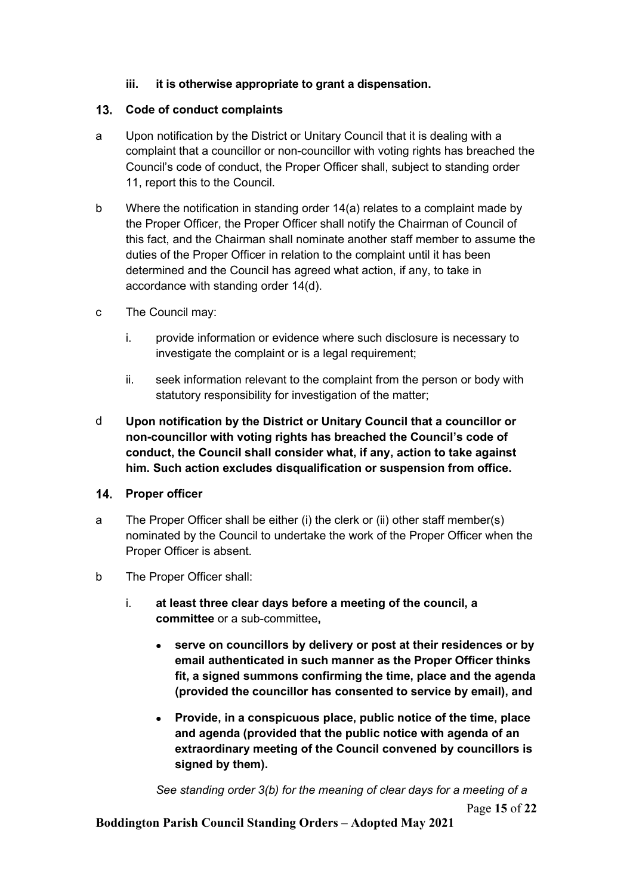**iii. it is otherwise appropriate to grant a dispensation.**

## 13. Code of conduct complaints

a Upon notification by the District or Unitary Council that it is dealing with a complaint that a councillor or non-councillor with voting rights has breached the Council's code of conduct, the Proper Officer shall, subject to standing order 11, report this to the Council.

b Where the notification in standing order 14(a) relates to a complaint made by the Proper Officer, the Proper Officer shall notify the Chairman of Council of this fact, and the Chairman shall nominate another staff member to assume the duties of the Proper Officer in relation to the complaint until it has been determined and the Council has agreed what action, if any, to take in accordance with standing order 14(d).

c The Council may:

   i. provide information or evidence where such disclosure is necessary to investigate the complaint or is a legal requirement;

   ii. seek information relevant to the complaint from the person or body with statutory responsibility for investigation of the matter;

d **Upon notification by the District or Unitary Council that a councillor or non-councillor with voting rights has breached the Council's code of conduct, the Council shall consider what, if any, action to take against him. Such action excludes disqualification or suspension from office.**

## 14. Proper officer

a The Proper Officer shall be either (i) the clerk or (ii) other staff member(s) nominated by the Council to undertake the work of the Proper Officer when the Proper Officer is absent.

b The Proper Officer shall:

   i. **at least three clear days before a meeting of the council, a committee** or a sub-committee**,**

   - **serve on councillors by delivery or post at their residences or by email authenticated in such manner as the Proper Officer thinks fit, a signed summons confirming the time, place and the agenda (provided the councillor has consented to service by email), and**
   - **Provide, in a conspicuous place, public notice of the time, place and agenda (provided that the public notice with agenda of an extraordinary meeting of the Council convened by councillors is signed by them).**

   *See standing order 3(b) for the meaning of clear days for a meeting of a*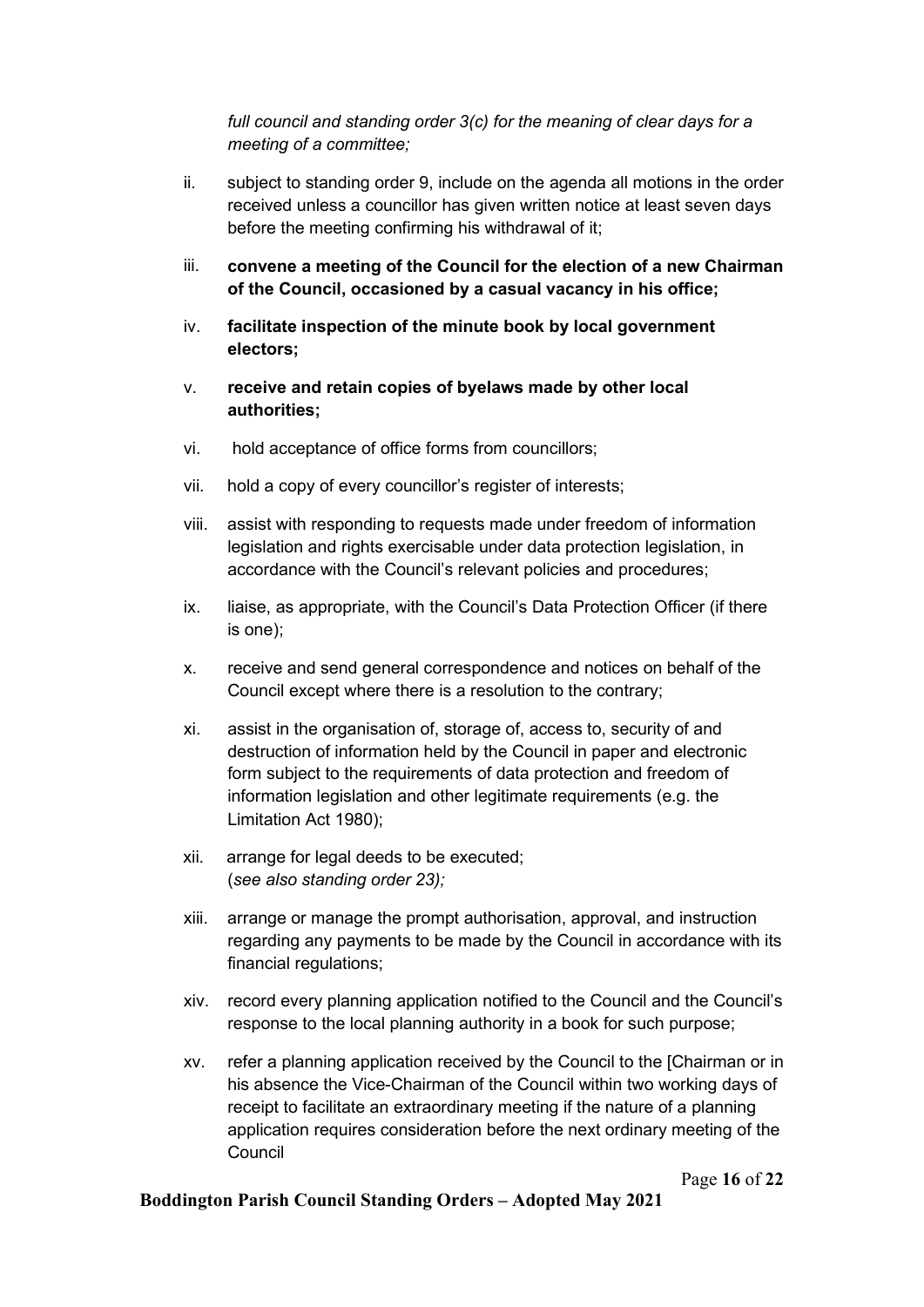*full council and standing order 3(c) for the meaning of clear days for a meeting of a committee;*

ii. subject to standing order 9, include on the agenda all motions in the order received unless a councillor has given written notice at least seven days before the meeting confirming his withdrawal of it;

iii. **convene a meeting of the Council for the election of a new Chairman of the Council, occasioned by a casual vacancy in his office;**

iv. **facilitate inspection of the minute book by local government electors;**

v. **receive and retain copies of byelaws made by other local authorities;**

vi. hold acceptance of office forms from councillors;

vii. hold a copy of every councillor's register of interests;

viii. assist with responding to requests made under freedom of information legislation and rights exercisable under data protection legislation, in accordance with the Council's relevant policies and procedures;

ix. liaise, as appropriate, with the Council's Data Protection Officer (if there is one);

x. receive and send general correspondence and notices on behalf of the Council except where there is a resolution to the contrary;

xi. assist in the organisation of, storage of, access to, security of and destruction of information held by the Council in paper and electronic form subject to the requirements of data protection and freedom of information legislation and other legitimate requirements (e.g. the Limitation Act 1980);

xii. arrange for legal deeds to be executed;
(*see also standing order 23);*

xiii. arrange or manage the prompt authorisation, approval, and instruction regarding any payments to be made by the Council in accordance with its financial regulations;

xiv. record every planning application notified to the Council and the Council's response to the local planning authority in a book for such purpose;

xv. refer a planning application received by the Council to the [Chairman or in his absence the Vice-Chairman of the Council within two working days of receipt to facilitate an extraordinary meeting if the nature of a planning application requires consideration before the next ordinary meeting of the Council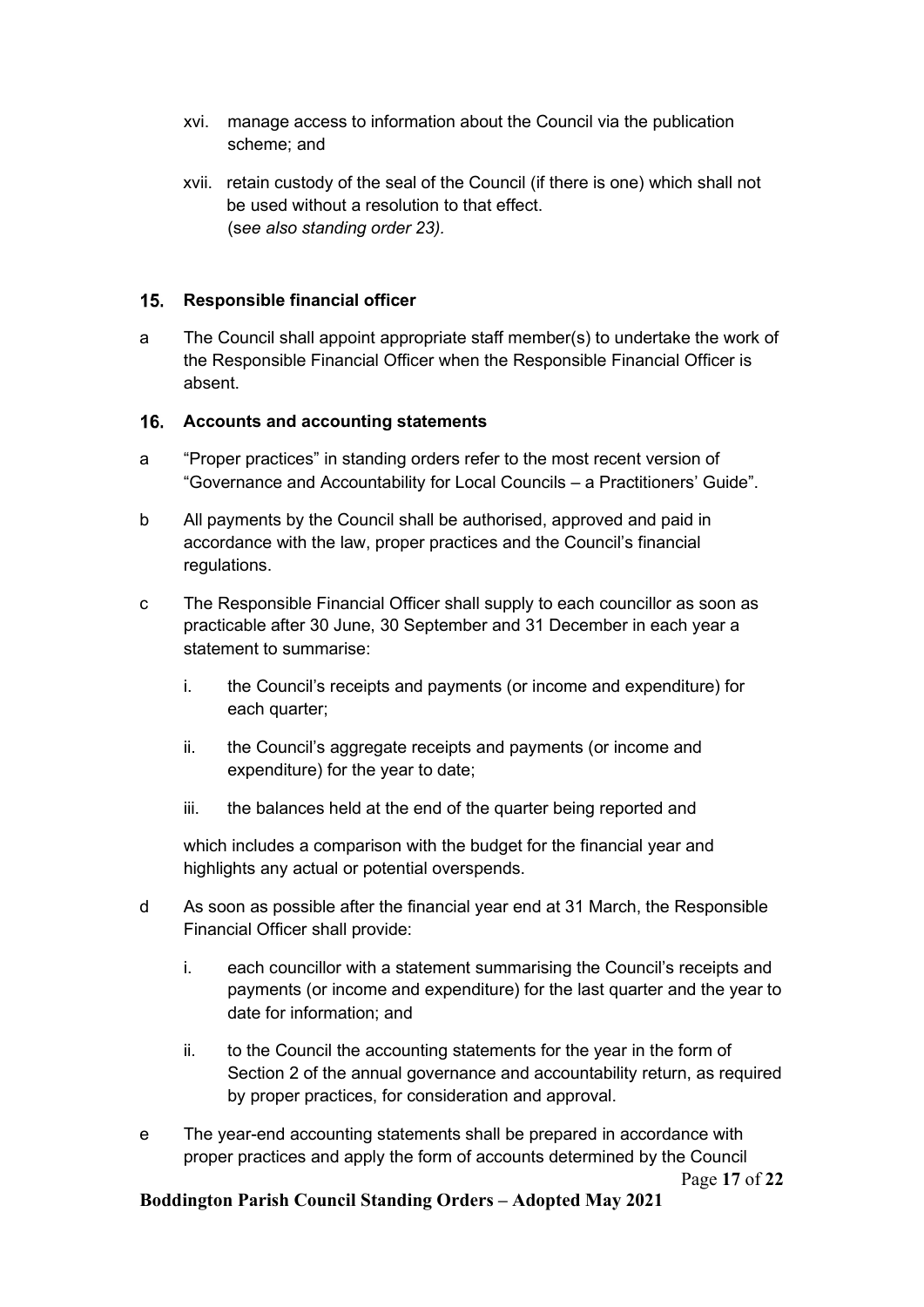xvi. manage access to information about the Council via the publication scheme; and

xvii. retain custody of the seal of the Council (if there is one) which shall not be used without a resolution to that effect.
(*see also standing order 23).*

## 15. Responsible financial officer

a The Council shall appoint appropriate staff member(s) to undertake the work of the Responsible Financial Officer when the Responsible Financial Officer is absent.

## 16. Accounts and accounting statements

a "Proper practices" in standing orders refer to the most recent version of "Governance and Accountability for Local Councils – a Practitioners' Guide".

b All payments by the Council shall be authorised, approved and paid in accordance with the law, proper practices and the Council's financial regulations.

c The Responsible Financial Officer shall supply to each councillor as soon as practicable after 30 June, 30 September and 31 December in each year a statement to summarise:

i. the Council's receipts and payments (or income and expenditure) for each quarter;

ii. the Council's aggregate receipts and payments (or income and expenditure) for the year to date;

iii. the balances held at the end of the quarter being reported and

which includes a comparison with the budget for the financial year and highlights any actual or potential overspends.

d As soon as possible after the financial year end at 31 March, the Responsible Financial Officer shall provide:

i. each councillor with a statement summarising the Council's receipts and payments (or income and expenditure) for the last quarter and the year to date for information; and

ii. to the Council the accounting statements for the year in the form of Section 2 of the annual governance and accountability return, as required by proper practices, for consideration and approval.

e The year-end accounting statements shall be prepared in accordance with proper practices and apply the form of accounts determined by the Council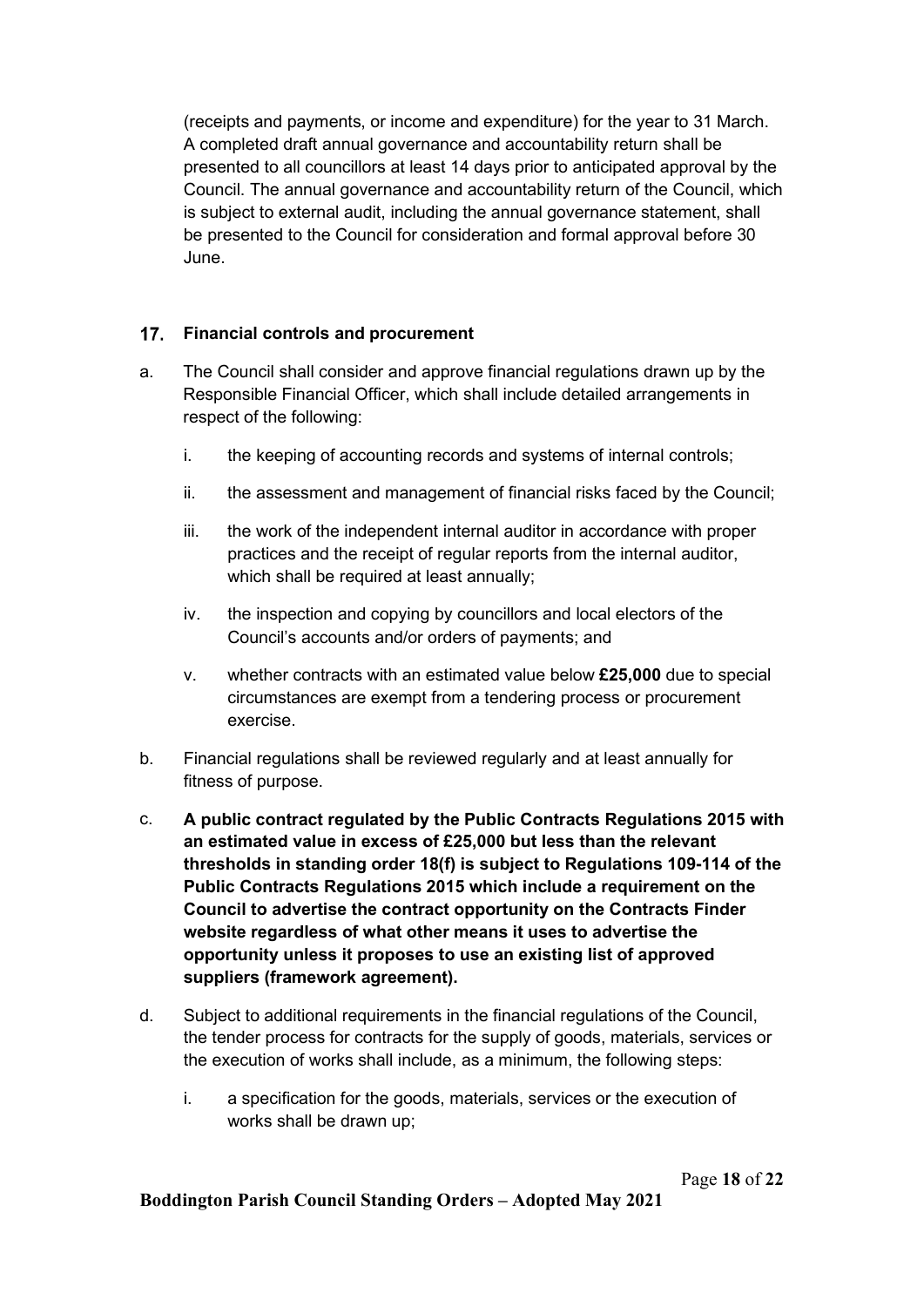(receipts and payments, or income and expenditure) for the year to 31 March. A completed draft annual governance and accountability return shall be presented to all councillors at least 14 days prior to anticipated approval by the Council. The annual governance and accountability return of the Council, which is subject to external audit, including the annual governance statement, shall be presented to the Council for consideration and formal approval before 30 June.

## 17. Financial controls and procurement

a. The Council shall consider and approve financial regulations drawn up by the Responsible Financial Officer, which shall include detailed arrangements in respect of the following:

   i. the keeping of accounting records and systems of internal controls;

   ii. the assessment and management of financial risks faced by the Council;

   iii. the work of the independent internal auditor in accordance with proper practices and the receipt of regular reports from the internal auditor, which shall be required at least annually;

   iv. the inspection and copying by councillors and local electors of the Council's accounts and/or orders of payments; and

   v. whether contracts with an estimated value below **£25,000** due to special circumstances are exempt from a tendering process or procurement exercise.

b. Financial regulations shall be reviewed regularly and at least annually for fitness of purpose.

c. **A public contract regulated by the Public Contracts Regulations 2015 with an estimated value in excess of £25,000 but less than the relevant thresholds in standing order 18(f) is subject to Regulations 109-114 of the Public Contracts Regulations 2015 which include a requirement on the Council to advertise the contract opportunity on the Contracts Finder website regardless of what other means it uses to advertise the opportunity unless it proposes to use an existing list of approved suppliers (framework agreement).**

d. Subject to additional requirements in the financial regulations of the Council, the tender process for contracts for the supply of goods, materials, services or the execution of works shall include, as a minimum, the following steps:

   i. a specification for the goods, materials, services or the execution of works shall be drawn up;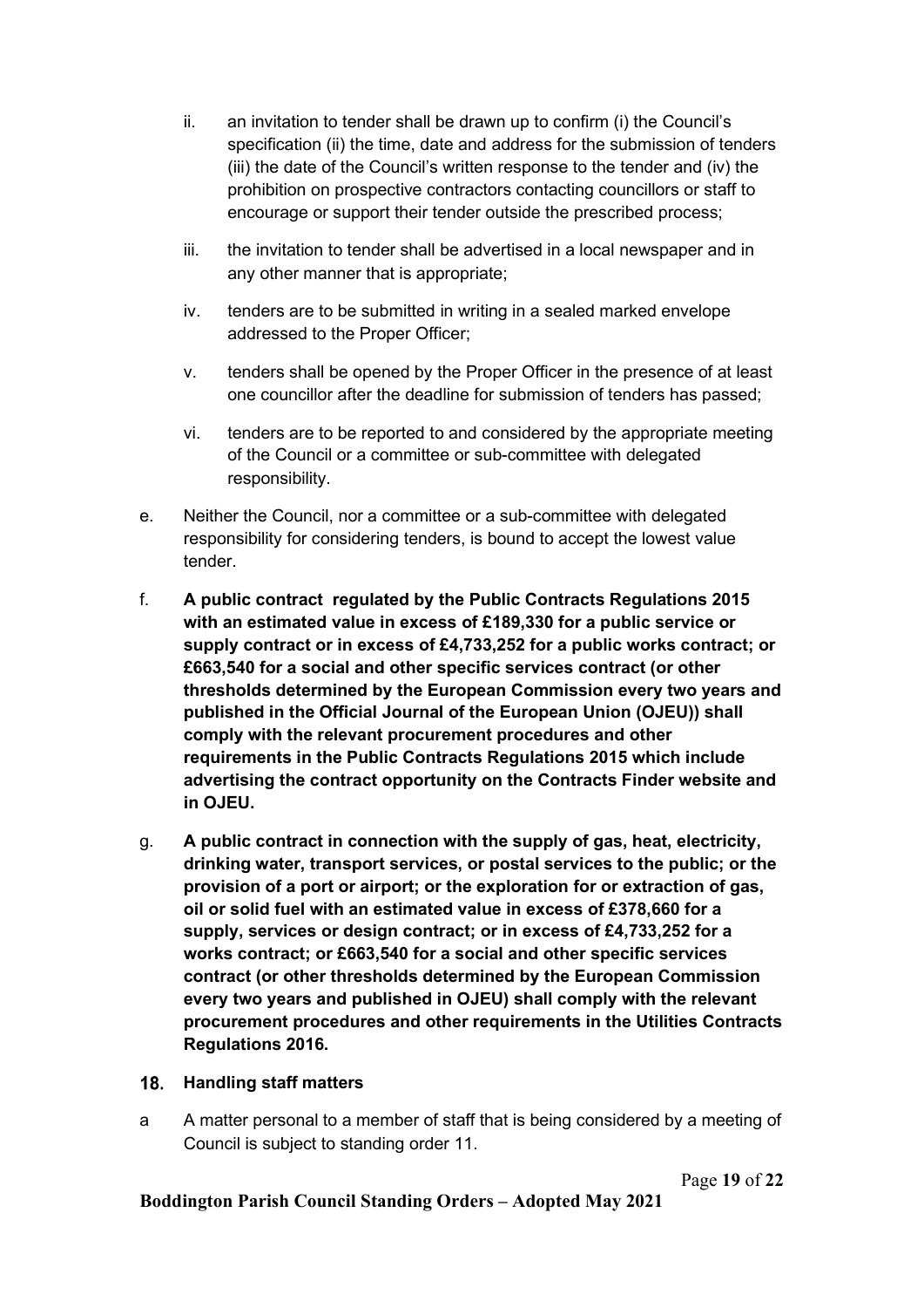ii. an invitation to tender shall be drawn up to confirm (i) the Council's specification (ii) the time, date and address for the submission of tenders (iii) the date of the Council's written response to the tender and (iv) the prohibition on prospective contractors contacting councillors or staff to encourage or support their tender outside the prescribed process;

iii. the invitation to tender shall be advertised in a local newspaper and in any other manner that is appropriate;

iv. tenders are to be submitted in writing in a sealed marked envelope addressed to the Proper Officer;

v. tenders shall be opened by the Proper Officer in the presence of at least one councillor after the deadline for submission of tenders has passed;

vi. tenders are to be reported to and considered by the appropriate meeting of the Council or a committee or sub-committee with delegated responsibility.

e. Neither the Council, nor a committee or a sub-committee with delegated responsibility for considering tenders, is bound to accept the lowest value tender.

f. **A public contract regulated by the Public Contracts Regulations 2015 with an estimated value in excess of £189,330 for a public service or supply contract or in excess of £4,733,252 for a public works contract; or £663,540 for a social and other specific services contract (or other thresholds determined by the European Commission every two years and published in the Official Journal of the European Union (OJEU)) shall comply with the relevant procurement procedures and other requirements in the Public Contracts Regulations 2015 which include advertising the contract opportunity on the Contracts Finder website and in OJEU.**

g. **A public contract in connection with the supply of gas, heat, electricity, drinking water, transport services, or postal services to the public; or the provision of a port or airport; or the exploration for or extraction of gas, oil or solid fuel with an estimated value in excess of £378,660 for a supply, services or design contract; or in excess of £4,733,252 for a works contract; or £663,540 for a social and other specific services contract (or other thresholds determined by the European Commission every two years and published in OJEU) shall comply with the relevant procurement procedures and other requirements in the Utilities Contracts Regulations 2016.**

## 18. Handling staff matters

a A matter personal to a member of staff that is being considered by a meeting of Council is subject to standing order 11.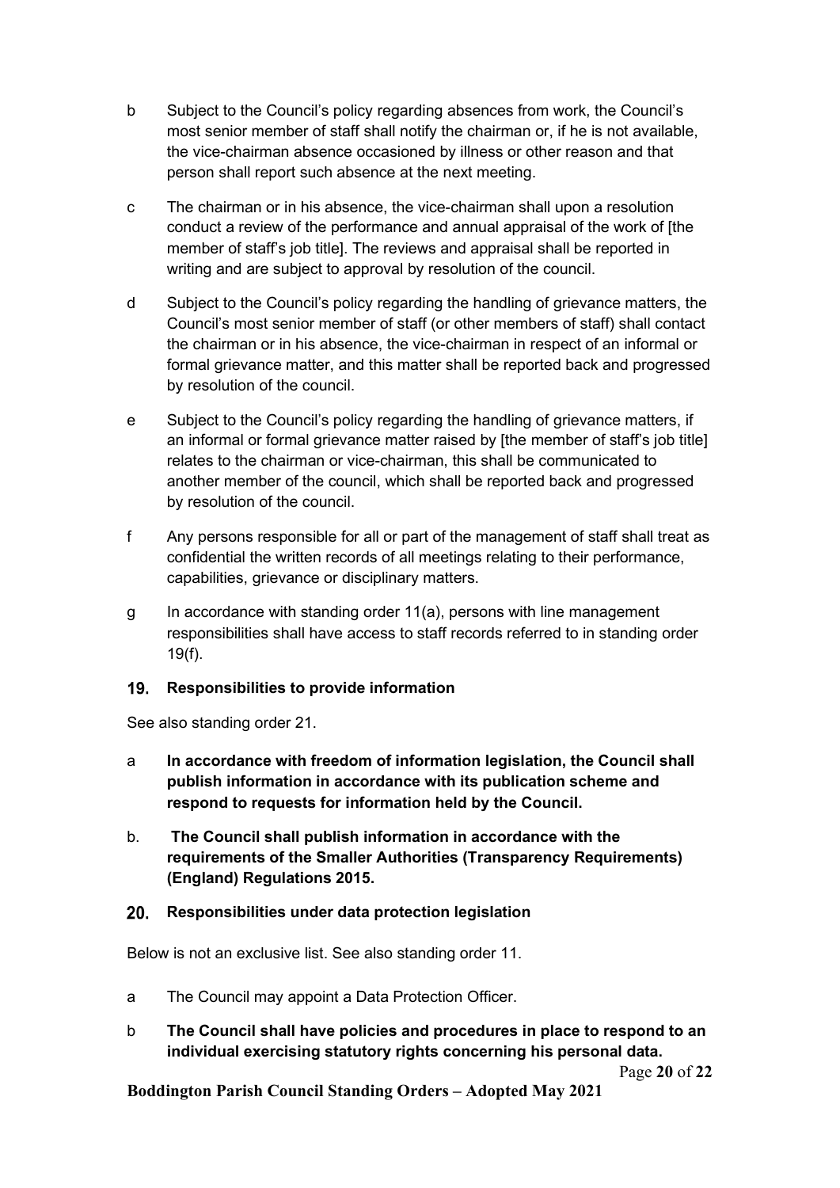b Subject to the Council's policy regarding absences from work, the Council's most senior member of staff shall notify the chairman or, if he is not available, the vice-chairman absence occasioned by illness or other reason and that person shall report such absence at the next meeting.

c The chairman or in his absence, the vice-chairman shall upon a resolution conduct a review of the performance and annual appraisal of the work of [the member of staff's job title]. The reviews and appraisal shall be reported in writing and are subject to approval by resolution of the council.

d Subject to the Council's policy regarding the handling of grievance matters, the Council's most senior member of staff (or other members of staff) shall contact the chairman or in his absence, the vice-chairman in respect of an informal or formal grievance matter, and this matter shall be reported back and progressed by resolution of the council.

e Subject to the Council's policy regarding the handling of grievance matters, if an informal or formal grievance matter raised by [the member of staff's job title] relates to the chairman or vice-chairman, this shall be communicated to another member of the council, which shall be reported back and progressed by resolution of the council.

f Any persons responsible for all or part of the management of staff shall treat as confidential the written records of all meetings relating to their performance, capabilities, grievance or disciplinary matters.

g In accordance with standing order 11(a), persons with line management responsibilities shall have access to staff records referred to in standing order 19(f).

## 19. Responsibilities to provide information

See also standing order 21.

a **In accordance with freedom of information legislation, the Council shall publish information in accordance with its publication scheme and respond to requests for information held by the Council.**

b. **The Council shall publish information in accordance with the requirements of the Smaller Authorities (Transparency Requirements) (England) Regulations 2015.**

## 20. Responsibilities under data protection legislation

Below is not an exclusive list. See also standing order 11.

a The Council may appoint a Data Protection Officer.

b **The Council shall have policies and procedures in place to respond to an individual exercising statutory rights concerning his personal data.**

**Boddington Parish Council Standing Orders – Adopted May 2021**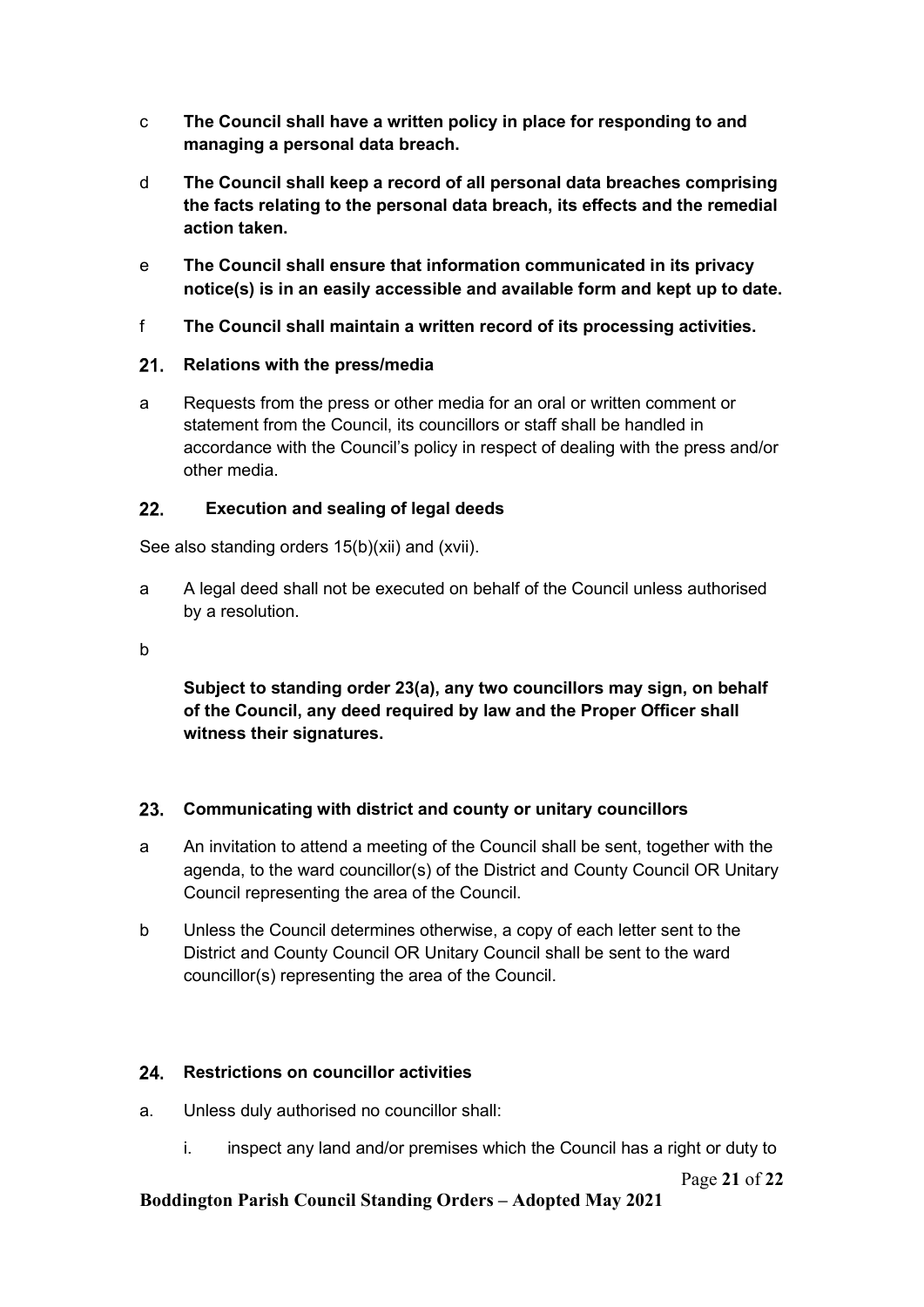c **The Council shall have a written policy in place for responding to and managing a personal data breach.**

d **The Council shall keep a record of all personal data breaches comprising the facts relating to the personal data breach, its effects and the remedial action taken.**

e **The Council shall ensure that information communicated in its privacy notice(s) is in an easily accessible and available form and kept up to date.**

f **The Council shall maintain a written record of its processing activities.**

## 21. Relations with the press/media

a Requests from the press or other media for an oral or written comment or statement from the Council, its councillors or staff shall be handled in accordance with the Council's policy in respect of dealing with the press and/or other media.

## 22. Execution and sealing of legal deeds

See also standing orders 15(b)(xii) and (xvii).

a A legal deed shall not be executed on behalf of the Council unless authorised by a resolution.

b

**Subject to standing order 23(a), any two councillors may sign, on behalf of the Council, any deed required by law and the Proper Officer shall witness their signatures.**

## 23. Communicating with district and county or unitary councillors

a An invitation to attend a meeting of the Council shall be sent, together with the agenda, to the ward councillor(s) of the District and County Council OR Unitary Council representing the area of the Council.

b Unless the Council determines otherwise, a copy of each letter sent to the District and County Council OR Unitary Council shall be sent to the ward councillor(s) representing the area of the Council.

## 24. Restrictions on councillor activities

a. Unless duly authorised no councillor shall:

i. inspect any land and/or premises which the Council has a right or duty to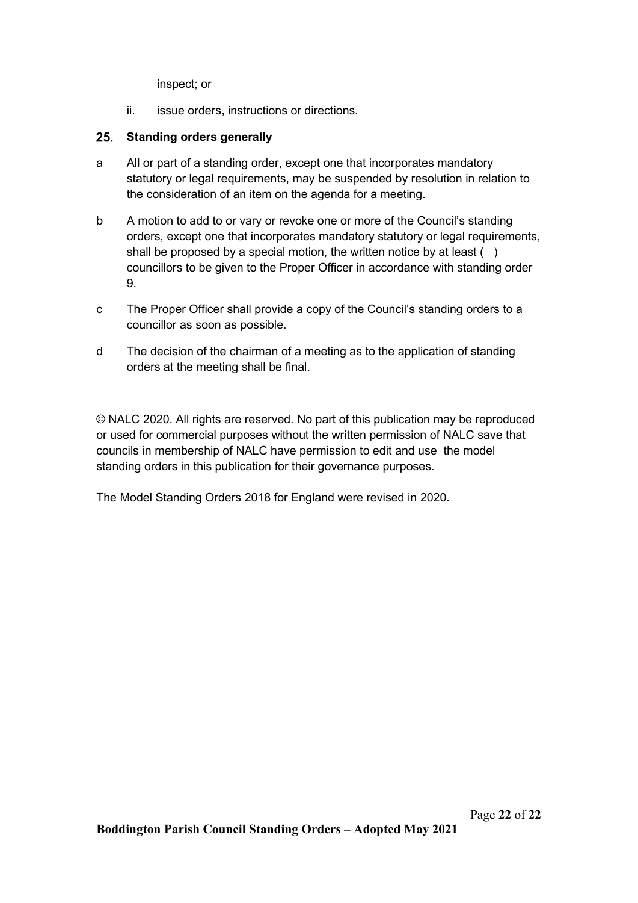inspect; or

ii. issue orders, instructions or directions.

## 25. Standing orders generally

a All or part of a standing order, except one that incorporates mandatory statutory or legal requirements, may be suspended by resolution in relation to the consideration of an item on the agenda for a meeting.

b A motion to add to or vary or revoke one or more of the Council's standing orders, except one that incorporates mandatory statutory or legal requirements, shall be proposed by a special motion, the written notice by at least ( ) councillors to be given to the Proper Officer in accordance with standing order 9.

c The Proper Officer shall provide a copy of the Council's standing orders to a councillor as soon as possible.

d The decision of the chairman of a meeting as to the application of standing orders at the meeting shall be final.

© NALC 2020. All rights are reserved. No part of this publication may be reproduced or used for commercial purposes without the written permission of NALC save that councils in membership of NALC have permission to edit and use the model standing orders in this publication for their governance purposes.

The Model Standing Orders 2018 for England were revised in 2020.